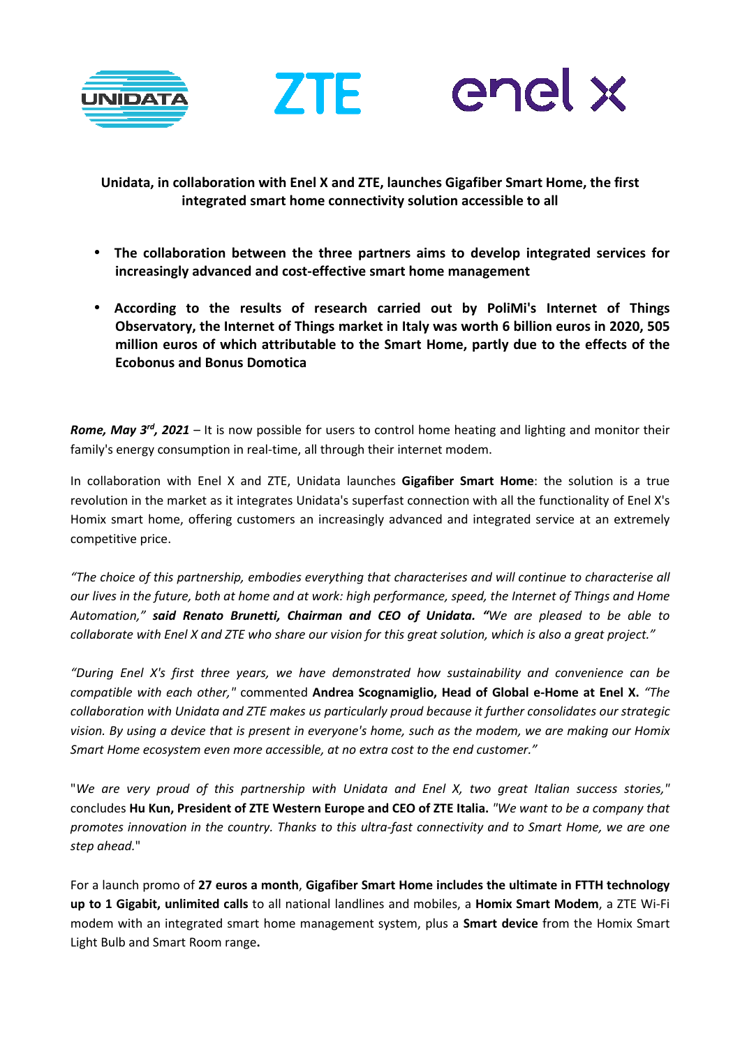**Unidata, in collaboration with Enel X and ZTE, launches Gigafiber Smart Home, the first integrated smart home connectivity solution accessible to all**

- **The collaboration between the three partners aims to develop integrated services for increasingly advanced and cost-effective smart home management**
- **According to the results of research carried out by PoliMi's Internet of Things Observatory, the Internet of Things market in Italy was worth 6 billion euros in 2020, 505 million euros of which attributable to the Smart Home, partly due to the effects of the Ecobonus and Bonus Domotica**

***Rome, May 3rd, 2021*** – It is now possible for users to control home heating and lighting and monitor their family's energy consumption in real-time, all through their internet modem.

In collaboration with Enel X and ZTE, Unidata launches **Gigafiber Smart Home**: the solution is a true revolution in the market as it integrates Unidata's superfast connection with all the functionality of Enel X's Homix smart home, offering customers an increasingly advanced and integrated service at an extremely competitive price.

*"The choice of this partnership, embodies everything that characterises and will continue to characterise all our lives in the future, both at home and at work: high performance, speed, the Internet of Things and Home Automation,"* ***said Renato Brunetti, Chairman and CEO of Unidata. "****We are pleased to be able to collaborate with Enel X and ZTE who share our vision for this great solution, which is also a great project."*

*"During Enel X's first three years, we have demonstrated how sustainability and convenience can be compatible with each other,"* commented **Andrea Scognamiglio, Head of Global e-Home at Enel X.** *"The collaboration with Unidata and ZTE makes us particularly proud because it further consolidates our strategic vision. By using a device that is present in everyone's home, such as the modem, we are making our Homix Smart Home ecosystem even more accessible, at no extra cost to the end customer."*

"*We are very proud of this partnership with Unidata and Enel X, two great Italian success stories,*" concludes **Hu Kun, President of ZTE Western Europe and CEO of ZTE Italia.** *"We want to be a company that promotes innovation in the country. Thanks to this ultra-fast connectivity and to Smart Home, we are one step ahead.*"

For a launch promo of **27 euros a month**, **Gigafiber Smart Home includes the ultimate in FTTH technology up to 1 Gigabit, unlimited calls** to all national landlines and mobiles, a **Homix Smart Modem**, a ZTE Wi-Fi modem with an integrated smart home management system, plus a **Smart device** from the Homix Smart Light Bulb and Smart Room range**.**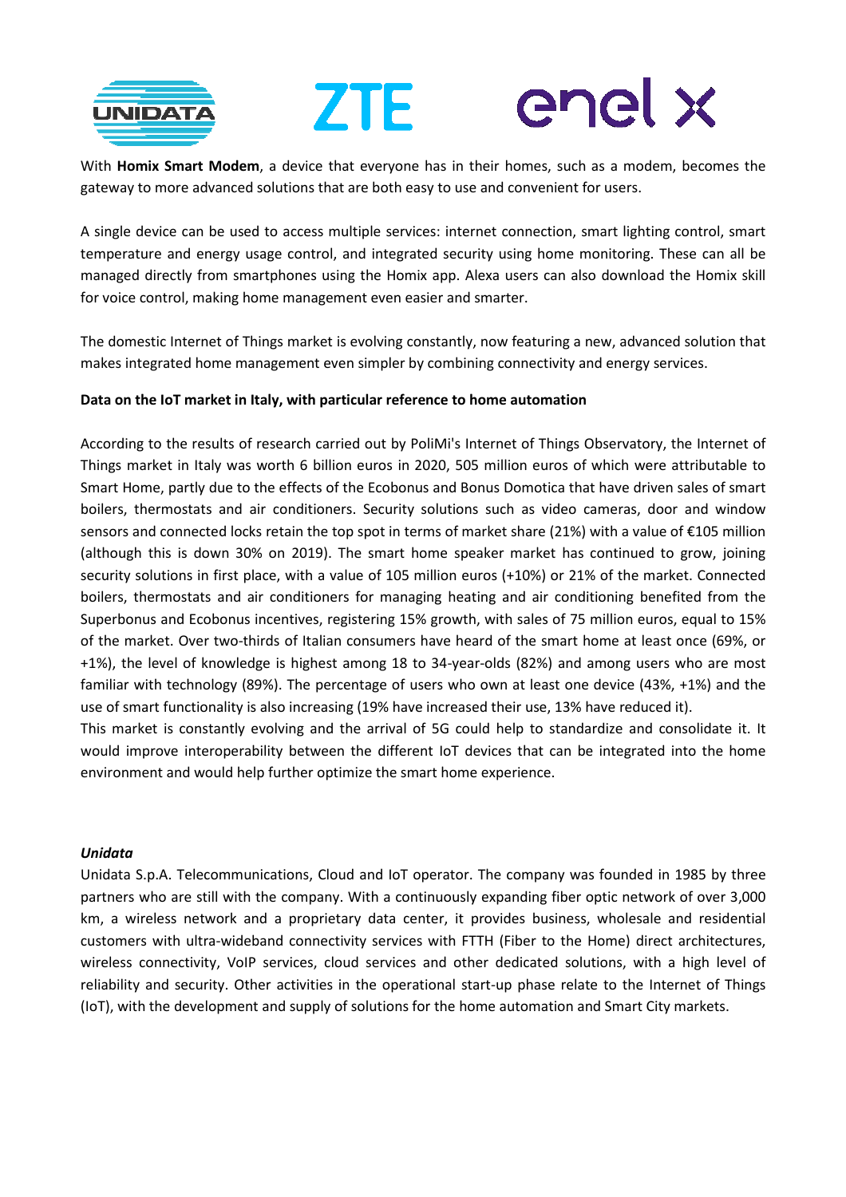With **Homix Smart Modem**, a device that everyone has in their homes, such as a modem, becomes the gateway to more advanced solutions that are both easy to use and convenient for users.

A single device can be used to access multiple services: internet connection, smart lighting control, smart temperature and energy usage control, and integrated security using home monitoring. These can all be managed directly from smartphones using the Homix app. Alexa users can also download the Homix skill for voice control, making home management even easier and smarter.

The domestic Internet of Things market is evolving constantly, now featuring a new, advanced solution that makes integrated home management even simpler by combining connectivity and energy services.

**Data on the IoT market in Italy, with particular reference to home automation**

According to the results of research carried out by PoliMi's Internet of Things Observatory, the Internet of Things market in Italy was worth 6 billion euros in 2020, 505 million euros of which were attributable to Smart Home, partly due to the effects of the Ecobonus and Bonus Domotica that have driven sales of smart boilers, thermostats and air conditioners. Security solutions such as video cameras, door and window sensors and connected locks retain the top spot in terms of market share (21%) with a value of €105 million (although this is down 30% on 2019). The smart home speaker market has continued to grow, joining security solutions in first place, with a value of 105 million euros (+10%) or 21% of the market. Connected boilers, thermostats and air conditioners for managing heating and air conditioning benefited from the Superbonus and Ecobonus incentives, registering 15% growth, with sales of 75 million euros, equal to 15% of the market. Over two-thirds of Italian consumers have heard of the smart home at least once (69%, or +1%), the level of knowledge is highest among 18 to 34-year-olds (82%) and among users who are most familiar with technology (89%). The percentage of users who own at least one device (43%, +1%) and the use of smart functionality is also increasing (19% have increased their use, 13% have reduced it).
This market is constantly evolving and the arrival of 5G could help to standardize and consolidate it. It would improve interoperability between the different IoT devices that can be integrated into the home environment and would help further optimize the smart home experience.

***Unidata***
Unidata S.p.A. Telecommunications, Cloud and IoT operator. The company was founded in 1985 by three partners who are still with the company. With a continuously expanding fiber optic network of over 3,000 km, a wireless network and a proprietary data center, it provides business, wholesale and residential customers with ultra-wideband connectivity services with FTTH (Fiber to the Home) direct architectures, wireless connectivity, VoIP services, cloud services and other dedicated solutions, with a high level of reliability and security. Other activities in the operational start-up phase relate to the Internet of Things (IoT), with the development and supply of solutions for the home automation and Smart City markets.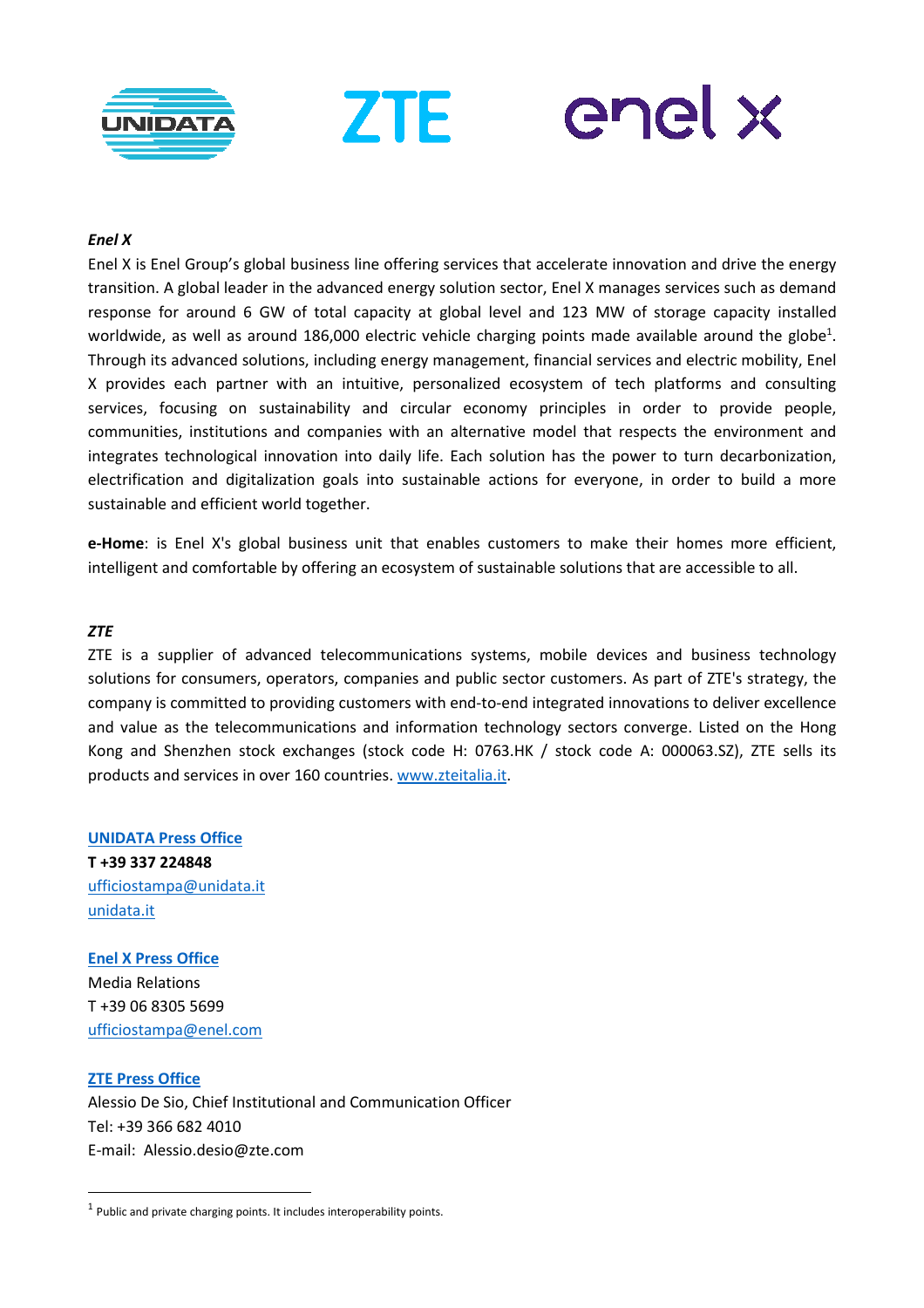***Enel X***

Enel X is Enel Group's global business line offering services that accelerate innovation and drive the energy transition. A global leader in the advanced energy solution sector, Enel X manages services such as demand response for around 6 GW of total capacity at global level and 123 MW of storage capacity installed worldwide, as well as around 186,000 electric vehicle charging points made available around the globe[1]. Through its advanced solutions, including energy management, financial services and electric mobility, Enel X provides each partner with an intuitive, personalized ecosystem of tech platforms and consulting services, focusing on sustainability and circular economy principles in order to provide people, communities, institutions and companies with an alternative model that respects the environment and integrates technological innovation into daily life. Each solution has the power to turn decarbonization, electrification and digitalization goals into sustainable actions for everyone, in order to build a more sustainable and efficient world together.

**e-Home**: is Enel X's global business unit that enables customers to make their homes more efficient, intelligent and comfortable by offering an ecosystem of sustainable solutions that are accessible to all.

***ZTE***

ZTE is a supplier of advanced telecommunications systems, mobile devices and business technology solutions for consumers, operators, companies and public sector customers. As part of ZTE's strategy, the company is committed to providing customers with end-to-end integrated innovations to deliver excellence and value as the telecommunications and information technology sectors converge. Listed on the Hong Kong and Shenzhen stock exchanges (stock code H: 0763.HK / stock code A: 000063.SZ), ZTE sells its products and services in over 160 countries. www.zteitalia.it.

**UNIDATA Press Office**
**T +39 337 224848**
ufficiostampa@unidata.it
unidata.it

**Enel X Press Office**
Media Relations
T +39 06 8305 5699
ufficiostampa@enel.com

**ZTE Press Office**
Alessio De Sio, Chief Institutional and Communication Officer
Tel: +39 366 682 4010
E-mail: Alessio.desio@zte.com

[1] Public and private charging points. It includes interoperability points.